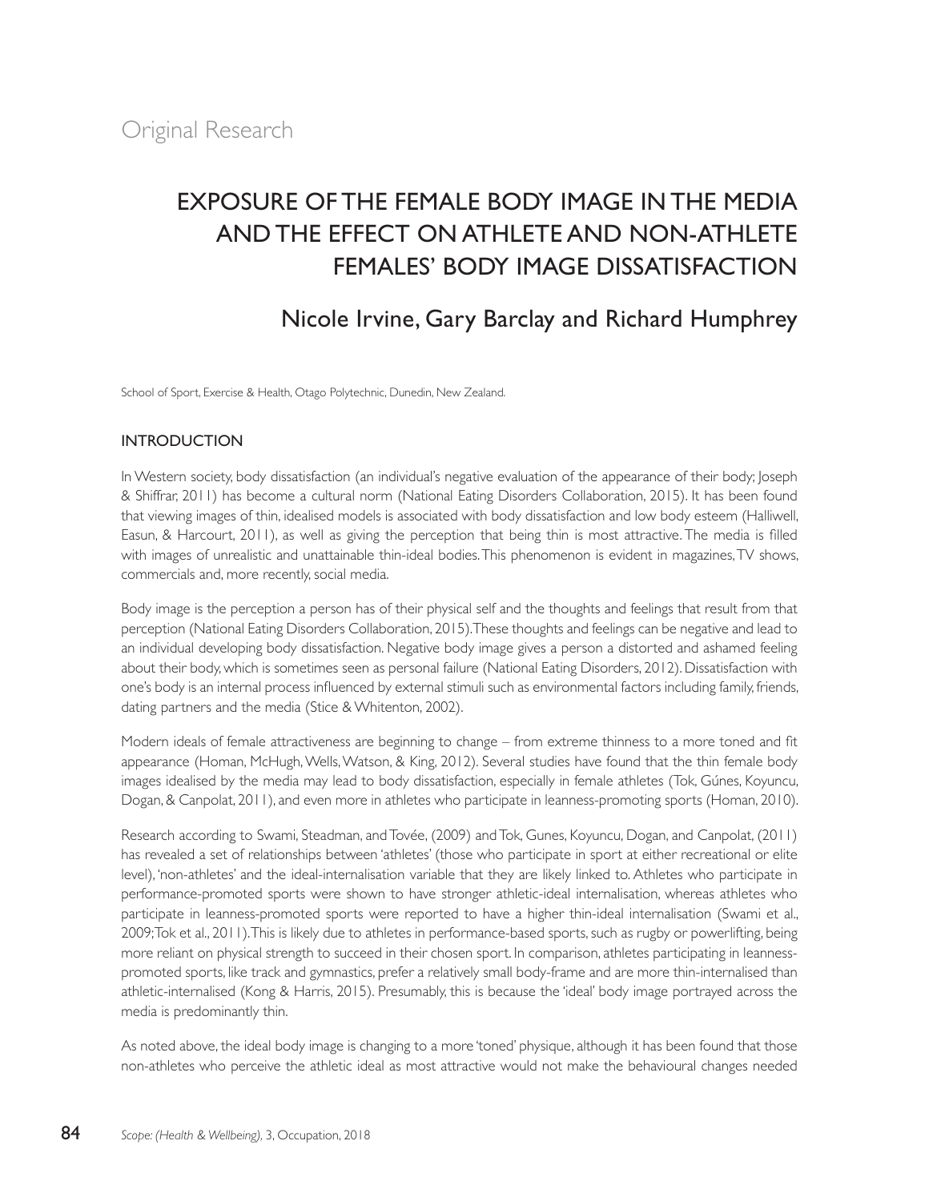Original Research

# EXPOSURE OF THE FEMALE BODY IMAGE IN THE MEDIA AND THE EFFECT ON ATHLETE AND NON-ATHLETE FEMALES' BODY IMAGE DISSATISFACTION

## Nicole Irvine, Gary Barclay and Richard Humphrey

School of Sport, Exercise & Health, Otago Polytechnic, Dunedin, New Zealand.

### INTRODUCTION

In Western society, body dissatisfaction (an individual's negative evaluation of the appearance of their body; Joseph & Shiffrar, 2011) has become a cultural norm (National Eating Disorders Collaboration, 2015). It has been found that viewing images of thin, idealised models is associated with body dissatisfaction and low body esteem (Halliwell, Easun, & Harcourt, 2011), as well as giving the perception that being thin is most attractive. The media is filled with images of unrealistic and unattainable thin-ideal bodies. This phenomenon is evident in magazines, TV shows, commercials and, more recently, social media.

Body image is the perception a person has of their physical self and the thoughts and feelings that result from that perception (National Eating Disorders Collaboration, 2015). These thoughts and feelings can be negative and lead to an individual developing body dissatisfaction. Negative body image gives a person a distorted and ashamed feeling about their body, which is sometimes seen as personal failure (National Eating Disorders, 2012). Dissatisfaction with one's body is an internal process influenced by external stimuli such as environmental factors including family, friends, dating partners and the media (Stice & Whitenton, 2002).

Modern ideals of female attractiveness are beginning to change – from extreme thinness to a more toned and fit appearance (Homan, McHugh, Wells, Watson, & King, 2012). Several studies have found that the thin female body images idealised by the media may lead to body dissatisfaction, especially in female athletes (Tok, Gúnes, Koyuncu, Dogan, & Canpolat, 2011), and even more in athletes who participate in leanness-promoting sports (Homan, 2010).

Research according to Swami, Steadman, and Tovée, (2009) and Tok, Gunes, Koyuncu, Dogan, and Canpolat, (2011) has revealed a set of relationships between 'athletes' (those who participate in sport at either recreational or elite level), 'non-athletes' and the ideal-internalisation variable that they are likely linked to. Athletes who participate in performance-promoted sports were shown to have stronger athletic-ideal internalisation, whereas athletes who participate in leanness-promoted sports were reported to have a higher thin-ideal internalisation (Swami et al., 2009; Tok et al., 2011). This is likely due to athletes in performance-based sports, such as rugby or powerlifting, being more reliant on physical strength to succeed in their chosen sport. In comparison, athletes participating in leanness-promoted sports, like track and gymnastics, prefer a relatively small body-frame and are more thin-internalised than athletic-internalised (Kong & Harris, 2015). Presumably, this is because the 'ideal' body image portrayed across the media is predominantly thin.

As noted above, the ideal body image is changing to a more 'toned' physique, although it has been found that those non-athletes who perceive the athletic ideal as most attractive would not make the behavioural changes needed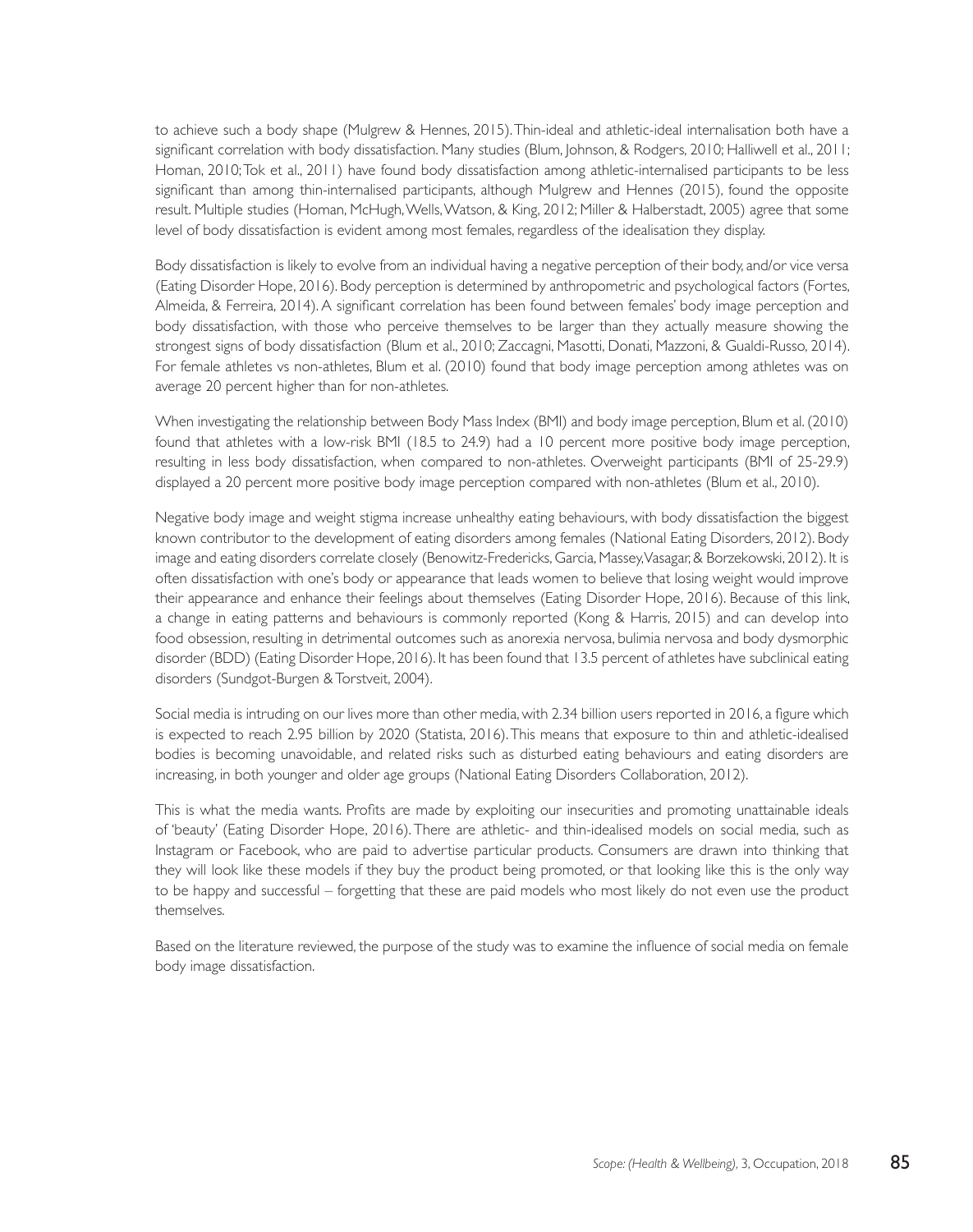to achieve such a body shape (Mulgrew & Hennes, 2015). Thin-ideal and athletic-ideal internalisation both have a significant correlation with body dissatisfaction. Many studies (Blum, Johnson, & Rodgers, 2010; Halliwell et al., 2011; Homan, 2010; Tok et al., 2011) have found body dissatisfaction among athletic-internalised participants to be less significant than among thin-internalised participants, although Mulgrew and Hennes (2015), found the opposite result. Multiple studies (Homan, McHugh, Wells, Watson, & King, 2012; Miller & Halberstadt, 2005) agree that some level of body dissatisfaction is evident among most females, regardless of the idealisation they display.

Body dissatisfaction is likely to evolve from an individual having a negative perception of their body, and/or vice versa (Eating Disorder Hope, 2016). Body perception is determined by anthropometric and psychological factors (Fortes, Almeida, & Ferreira, 2014). A significant correlation has been found between females' body image perception and body dissatisfaction, with those who perceive themselves to be larger than they actually measure showing the strongest signs of body dissatisfaction (Blum et al., 2010; Zaccagni, Masotti, Donati, Mazzoni, & Gualdi-Russo, 2014). For female athletes vs non-athletes, Blum et al. (2010) found that body image perception among athletes was on average 20 percent higher than for non-athletes.

When investigating the relationship between Body Mass Index (BMI) and body image perception, Blum et al. (2010) found that athletes with a low-risk BMI (18.5 to 24.9) had a 10 percent more positive body image perception, resulting in less body dissatisfaction, when compared to non-athletes. Overweight participants (BMI of 25-29.9) displayed a 20 percent more positive body image perception compared with non-athletes (Blum et al., 2010).

Negative body image and weight stigma increase unhealthy eating behaviours, with body dissatisfaction the biggest known contributor to the development of eating disorders among females (National Eating Disorders, 2012). Body image and eating disorders correlate closely (Benowitz-Fredericks, Garcia, Massey, Vasagar, & Borzekowski, 2012). It is often dissatisfaction with one's body or appearance that leads women to believe that losing weight would improve their appearance and enhance their feelings about themselves (Eating Disorder Hope, 2016). Because of this link, a change in eating patterns and behaviours is commonly reported (Kong & Harris, 2015) and can develop into food obsession, resulting in detrimental outcomes such as anorexia nervosa, bulimia nervosa and body dysmorphic disorder (BDD) (Eating Disorder Hope, 2016). It has been found that 13.5 percent of athletes have subclinical eating disorders (Sundgot-Burgen & Torstveit, 2004).

Social media is intruding on our lives more than other media, with 2.34 billion users reported in 2016, a figure which is expected to reach 2.95 billion by 2020 (Statista, 2016). This means that exposure to thin and athletic-idealised bodies is becoming unavoidable, and related risks such as disturbed eating behaviours and eating disorders are increasing, in both younger and older age groups (National Eating Disorders Collaboration, 2012).

This is what the media wants. Profits are made by exploiting our insecurities and promoting unattainable ideals of 'beauty' (Eating Disorder Hope, 2016). There are athletic- and thin-idealised models on social media, such as Instagram or Facebook, who are paid to advertise particular products. Consumers are drawn into thinking that they will look like these models if they buy the product being promoted, or that looking like this is the only way to be happy and successful – forgetting that these are paid models who most likely do not even use the product themselves.

Based on the literature reviewed, the purpose of the study was to examine the influence of social media on female body image dissatisfaction.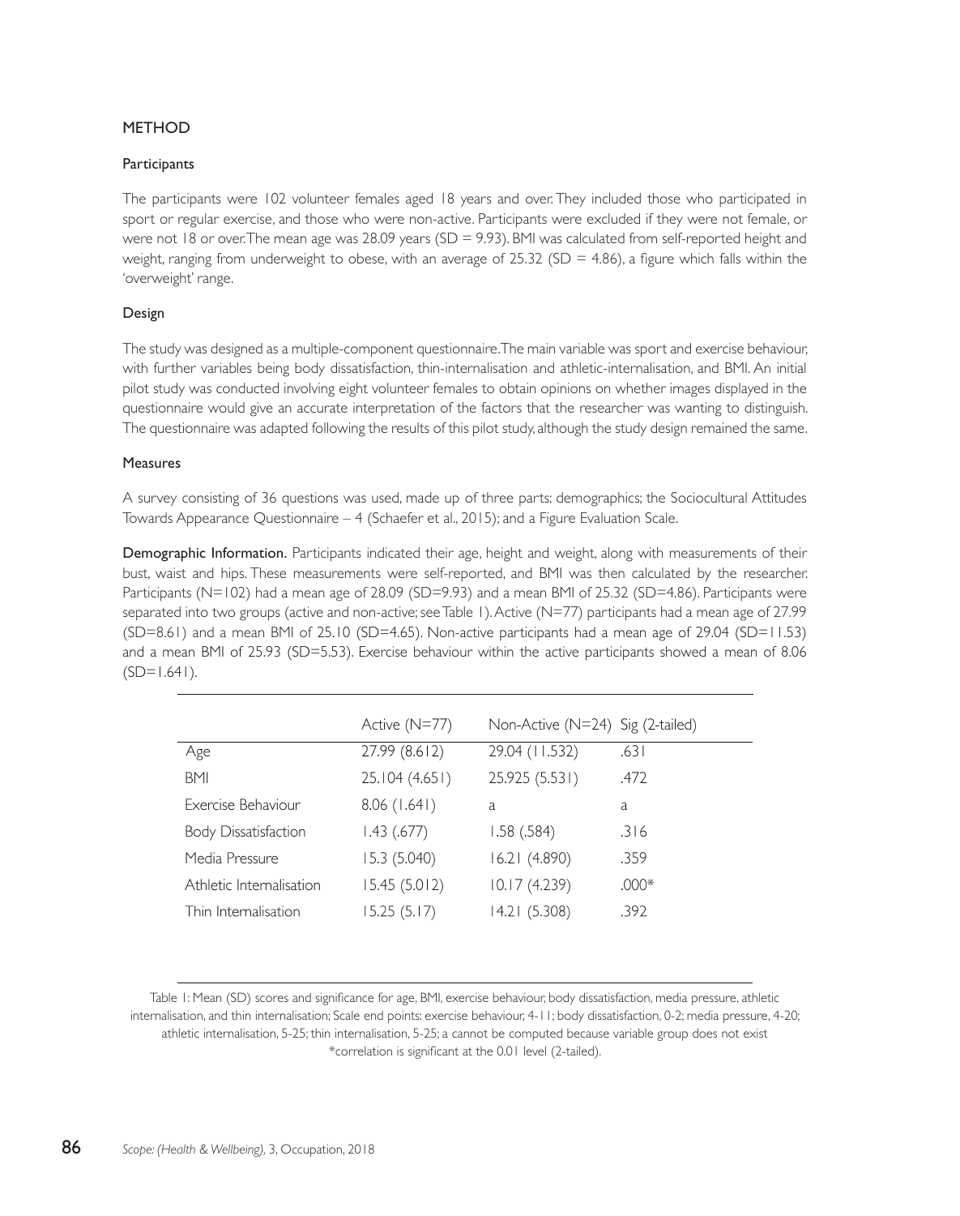## METHOD

### Participants

The participants were 102 volunteer females aged 18 years and over. They included those who participated in sport or regular exercise, and those who were non-active. Participants were excluded if they were not female, or were not 18 or over. The mean age was 28.09 years (SD = 9.93). BMI was calculated from self-reported height and weight, ranging from underweight to obese, with an average of 25.32 (SD = 4.86), a figure which falls within the 'overweight' range.

### Design

The study was designed as a multiple-component questionnaire. The main variable was sport and exercise behaviour, with further variables being body dissatisfaction, thin-internalisation and athletic-internalisation, and BMI. An initial pilot study was conducted involving eight volunteer females to obtain opinions on whether images displayed in the questionnaire would give an accurate interpretation of the factors that the researcher was wanting to distinguish. The questionnaire was adapted following the results of this pilot study, although the study design remained the same.

### Measures

A survey consisting of 36 questions was used, made up of three parts: demographics; the Sociocultural Attitudes Towards Appearance Questionnaire – 4 (Schaefer et al., 2015); and a Figure Evaluation Scale.

**Demographic Information.** Participants indicated their age, height and weight, along with measurements of their bust, waist and hips. These measurements were self-reported, and BMI was then calculated by the researcher. Participants (N=102) had a mean age of 28.09 (SD=9.93) and a mean BMI of 25.32 (SD=4.86). Participants were separated into two groups (active and non-active; see Table 1). Active (N=77) participants had a mean age of 27.99 (SD=8.61) and a mean BMI of 25.10 (SD=4.65). Non-active participants had a mean age of 29.04 (SD=11.53) and a mean BMI of 25.93 (SD=5.53). Exercise behaviour within the active participants showed a mean of 8.06 (SD=1.641).

| | Active (N=77) | Non-Active (N=24) | Sig (2-tailed) |
|---|---|---|---|
| Age | 27.99 (8.612) | 29.04 (11.532) | .631 |
| BMI | 25.104 (4.651) | 25.925 (5.531) | .472 |
| Exercise Behaviour | 8.06 (1.641) | a | a |
| Body Dissatisfaction | 1.43 (.677) | 1.58 (.584) | .316 |
| Media Pressure | 15.3 (5.040) | 16.21 (4.890) | .359 |
| Athletic Internalisation | 15.45 (5.012) | 10.17 (4.239) | .000* |
| Thin Internalisation | 15.25 (5.17) | 14.21 (5.308) | .392 |

Table 1: Mean (SD) scores and significance for age, BMI, exercise behaviour, body dissatisfaction, media pressure, athletic internalisation, and thin internalisation; Scale end points: exercise behaviour, 4-11; body dissatisfaction, 0-2; media pressure, 4-20; athletic internalisation, 5-25; thin internalisation, 5-25; a cannot be computed because variable group does not exist
*correlation is significant at the 0.01 level (2-tailed).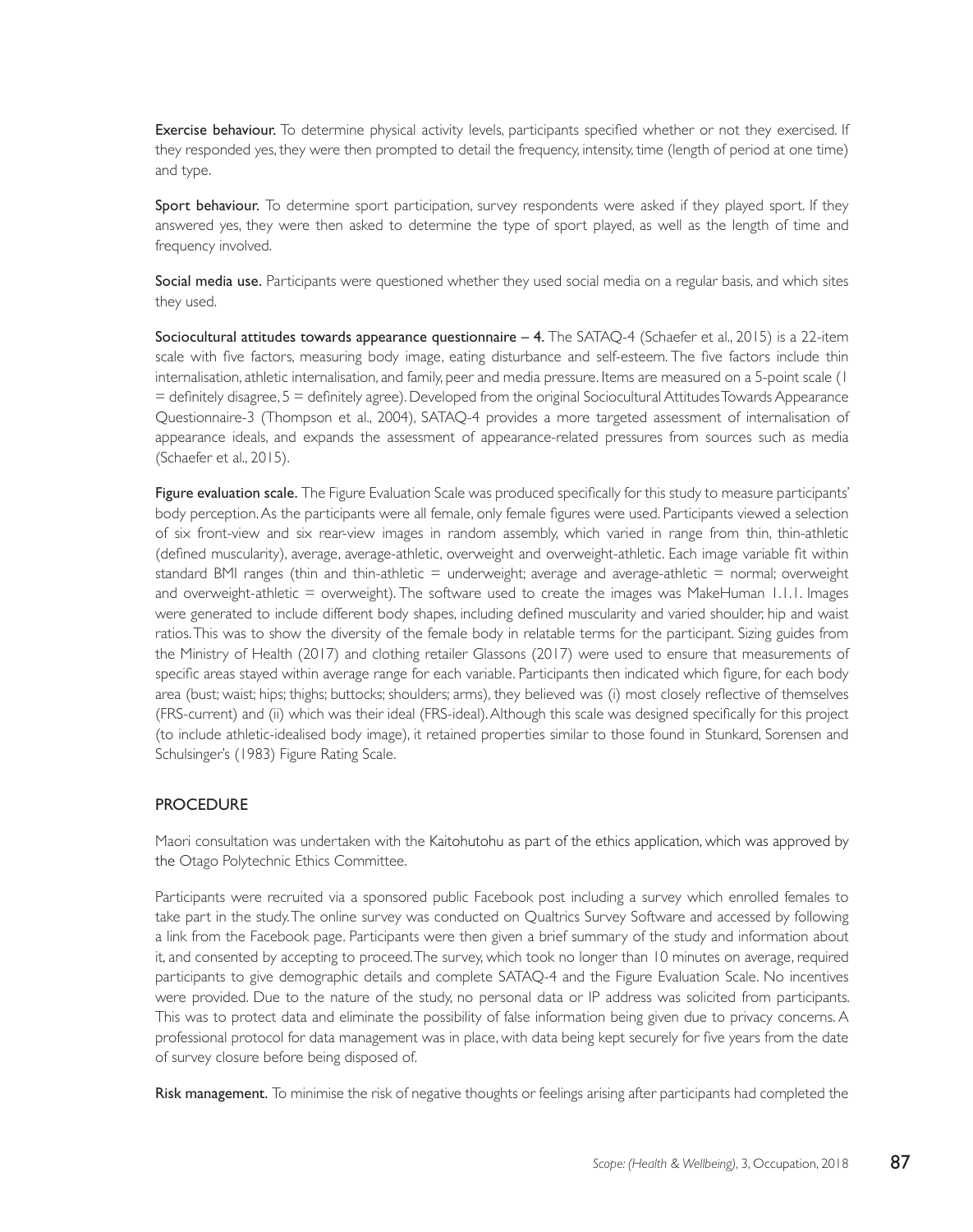**Exercise behaviour.** To determine physical activity levels, participants specified whether or not they exercised. If they responded yes, they were then prompted to detail the frequency, intensity, time (length of period at one time) and type.

**Sport behaviour.** To determine sport participation, survey respondents were asked if they played sport. If they answered yes, they were then asked to determine the type of sport played, as well as the length of time and frequency involved.

**Social media use.** Participants were questioned whether they used social media on a regular basis, and which sites they used.

**Sociocultural attitudes towards appearance questionnaire – 4.** The SATAQ-4 (Schaefer et al., 2015) is a 22-item scale with five factors, measuring body image, eating disturbance and self-esteem. The five factors include thin internalisation, athletic internalisation, and family, peer and media pressure. Items are measured on a 5-point scale (1 = definitely disagree, 5 = definitely agree). Developed from the original Sociocultural Attitudes Towards Appearance Questionnaire-3 (Thompson et al., 2004), SATAQ-4 provides a more targeted assessment of internalisation of appearance ideals, and expands the assessment of appearance-related pressures from sources such as media (Schaefer et al., 2015).

**Figure evaluation scale.** The Figure Evaluation Scale was produced specifically for this study to measure participants' body perception. As the participants were all female, only female figures were used. Participants viewed a selection of six front-view and six rear-view images in random assembly, which varied in range from thin, thin-athletic (defined muscularity), average, average-athletic, overweight and overweight-athletic. Each image variable fit within standard BMI ranges (thin and thin-athletic = underweight; average and average-athletic = normal; overweight and overweight-athletic = overweight). The software used to create the images was MakeHuman 1.1.1. Images were generated to include different body shapes, including defined muscularity and varied shoulder, hip and waist ratios. This was to show the diversity of the female body in relatable terms for the participant. Sizing guides from the Ministry of Health (2017) and clothing retailer Glassons (2017) were used to ensure that measurements of specific areas stayed within average range for each variable. Participants then indicated which figure, for each body area (bust; waist; hips; thighs; buttocks; shoulders; arms), they believed was (i) most closely reflective of themselves (FRS-current) and (ii) which was their ideal (FRS-ideal). Although this scale was designed specifically for this project (to include athletic-idealised body image), it retained properties similar to those found in Stunkard, Sorensen and Schulsinger's (1983) Figure Rating Scale.

## PROCEDURE

Maori consultation was undertaken with the Kaitohutohu as part of the ethics application, which was approved by the Otago Polytechnic Ethics Committee.

Participants were recruited via a sponsored public Facebook post including a survey which enrolled females to take part in the study. The online survey was conducted on Qualtrics Survey Software and accessed by following a link from the Facebook page. Participants were then given a brief summary of the study and information about it, and consented by accepting to proceed. The survey, which took no longer than 10 minutes on average, required participants to give demographic details and complete SATAQ-4 and the Figure Evaluation Scale. No incentives were provided. Due to the nature of the study, no personal data or IP address was solicited from participants. This was to protect data and eliminate the possibility of false information being given due to privacy concerns. A professional protocol for data management was in place, with data being kept securely for five years from the date of survey closure before being disposed of.

**Risk management.** To minimise the risk of negative thoughts or feelings arising after participants had completed the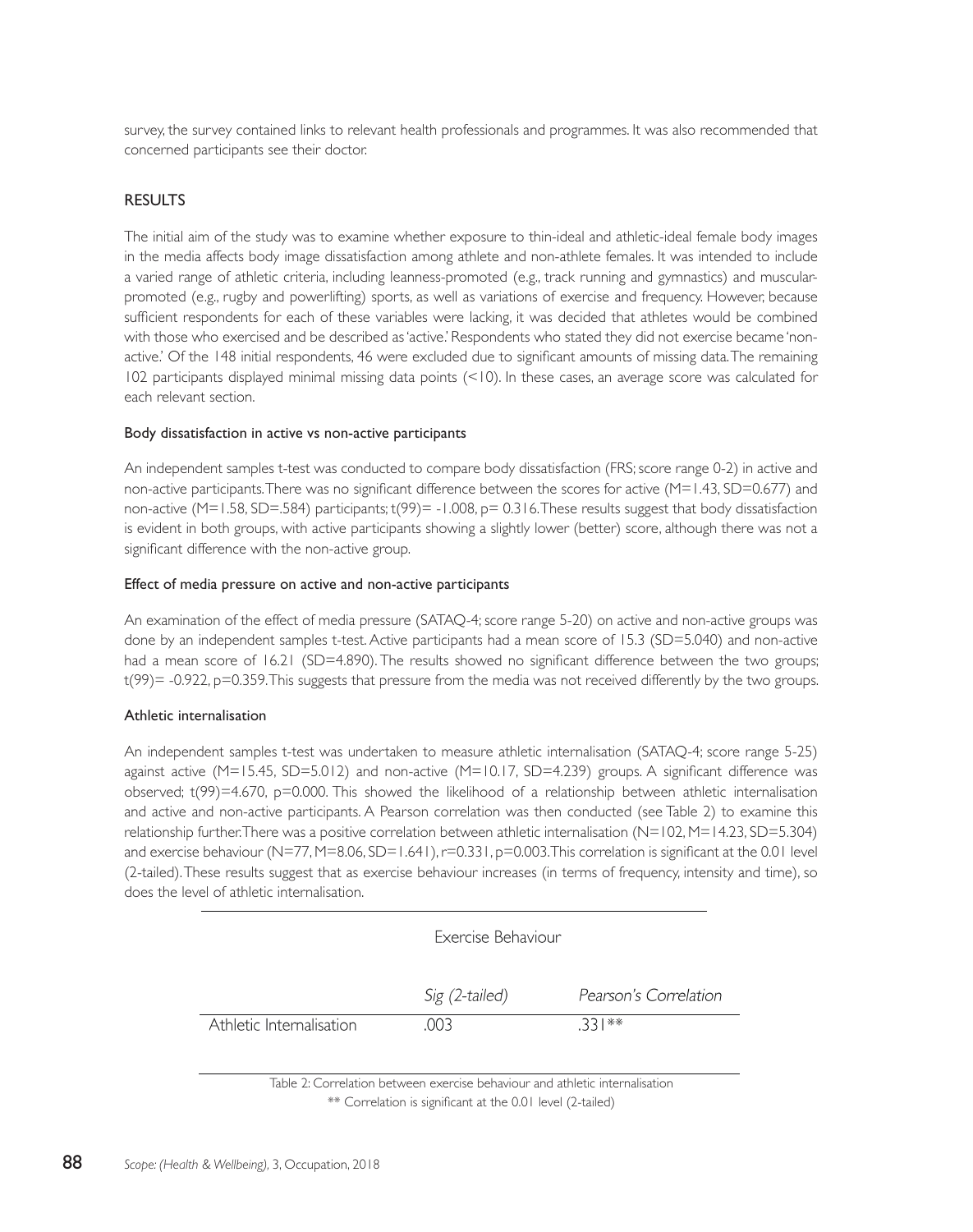survey, the survey contained links to relevant health professionals and programmes. It was also recommended that concerned participants see their doctor.

## RESULTS

The initial aim of the study was to examine whether exposure to thin-ideal and athletic-ideal female body images in the media affects body image dissatisfaction among athlete and non-athlete females. It was intended to include a varied range of athletic criteria, including leanness-promoted (e.g., track running and gymnastics) and muscular-promoted (e.g., rugby and powerlifting) sports, as well as variations of exercise and frequency. However, because sufficient respondents for each of these variables were lacking, it was decided that athletes would be combined with those who exercised and be described as 'active.' Respondents who stated they did not exercise became 'non-active.' Of the 148 initial respondents, 46 were excluded due to significant amounts of missing data. The remaining 102 participants displayed minimal missing data points (<10). In these cases, an average score was calculated for each relevant section.

### Body dissatisfaction in active vs non-active participants

An independent samples t-test was conducted to compare body dissatisfaction (FRS; score range 0-2) in active and non-active participants. There was no significant difference between the scores for active (M=1.43, SD=0.677) and non-active (M=1.58, SD=.584) participants; $t(99) = -1.008$, $p = 0.316$. These results suggest that body dissatisfaction is evident in both groups, with active participants showing a slightly lower (better) score, although there was not a significant difference with the non-active group.

### Effect of media pressure on active and non-active participants

An examination of the effect of media pressure (SATAQ-4; score range 5-20) on active and non-active groups was done by an independent samples t-test. Active participants had a mean score of 15.3 (SD=5.040) and non-active had a mean score of 16.21 (SD=4.890). The results showed no significant difference between the two groups; $t(99) = -0.922$, $p=0.359$. This suggests that pressure from the media was not received differently by the two groups.

### Athletic internalisation

An independent samples t-test was undertaken to measure athletic internalisation (SATAQ-4; score range 5-25) against active (M=15.45, SD=5.012) and non-active (M=10.17, SD=4.239) groups. A significant difference was observed; $t(99)=4.670$, $p=0.000$. This showed the likelihood of a relationship between athletic internalisation and active and non-active participants. A Pearson correlation was then conducted (see Table 2) to examine this relationship further. There was a positive correlation between athletic internalisation (N=102, M=14.23, SD=5.304) and exercise behaviour (N=77, M=8.06, SD=1.641), $r=0.331$, $p=0.003$. This correlation is significant at the 0.01 level (2-tailed). These results suggest that as exercise behaviour increases (in terms of frequency, intensity and time), so does the level of athletic internalisation.

| | Exercise Behaviour | |
|---|---|---|
| | *Sig (2-tailed)* | *Pearson's Correlation* |
| Athletic Internalisation | .003 | .331** |

Table 2: Correlation between exercise behaviour and athletic internalisation

** Correlation is significant at the 0.01 level (2-tailed)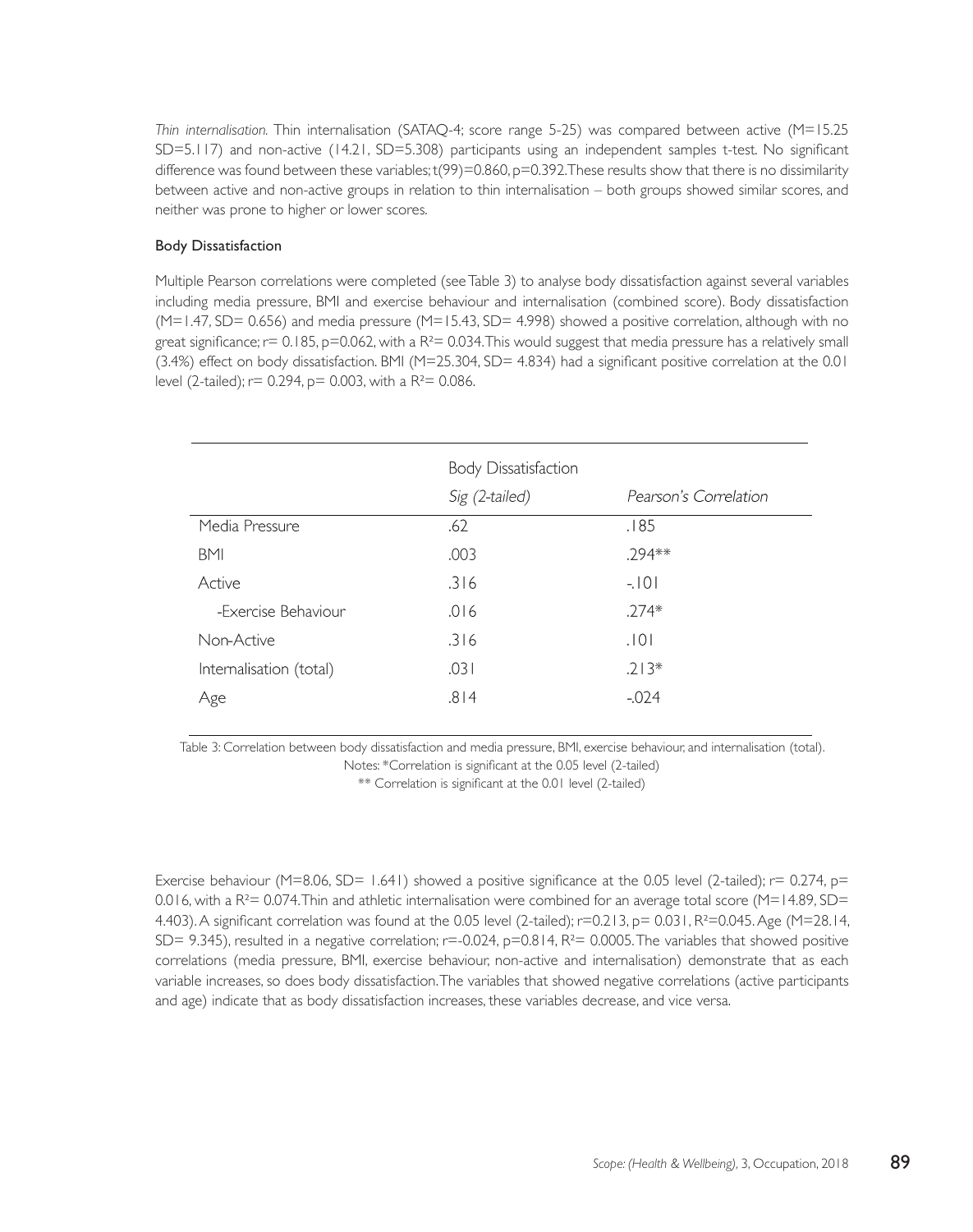*Thin internalisation.* Thin internalisation (SATAQ-4; score range 5-25) was compared between active (M=15.25 SD=5.117) and non-active (14.21, SD=5.308) participants using an independent samples t-test. No significant difference was found between these variables; t(99)=0.860, p=0.392. These results show that there is no dissimilarity between active and non-active groups in relation to thin internalisation – both groups showed similar scores, and neither was prone to higher or lower scores.

### Body Dissatisfaction

Multiple Pearson correlations were completed (see Table 3) to analyse body dissatisfaction against several variables including media pressure, BMI and exercise behaviour and internalisation (combined score). Body dissatisfaction (M=1.47, SD= 0.656) and media pressure (M=15.43, SD= 4.998) showed a positive correlation, although with no great significance; r= 0.185, p=0.062, with a $R^2$= 0.034. This would suggest that media pressure has a relatively small (3.4%) effect on body dissatisfaction. BMI (M=25.304, SD= 4.834) had a significant positive correlation at the 0.01 level (2-tailed); r= 0.294, p= 0.003, with a $R^2$= 0.086.

| | Body Dissatisfaction | |
|---|---|---|
| | *Sig (2-tailed)* | *Pearson's Correlation* |
| Media Pressure | .62 | .185 |
| BMI | .003 | .294** |
| Active | .316 | -.101 |
| -Exercise Behaviour | .016 | .274* |
| Non-Active | .316 | .101 |
| Internalisation (total) | .031 | .213* |
| Age | .814 | -.024 |

Table 3: Correlation between body dissatisfaction and media pressure, BMI, exercise behaviour, and internalisation (total).
Notes: *Correlation is significant at the 0.05 level (2-tailed)
** Correlation is significant at the 0.01 level (2-tailed)

Exercise behaviour (M=8.06, SD= 1.641) showed a positive significance at the 0.05 level (2-tailed); r= 0.274, p= 0.016, with a $R^2$= 0.074. Thin and athletic internalisation were combined for an average total score (M=14.89, SD= 4.403). A significant correlation was found at the 0.05 level (2-tailed); r=0.213, p= 0.031, $R^2$=0.045. Age (M=28.14, SD= 9.345), resulted in a negative correlation; r=-0.024, p=0.814, $R^2$= 0.0005. The variables that showed positive correlations (media pressure, BMI, exercise behaviour, non-active and internalisation) demonstrate that as each variable increases, so does body dissatisfaction. The variables that showed negative correlations (active participants and age) indicate that as body dissatisfaction increases, these variables decrease, and vice versa.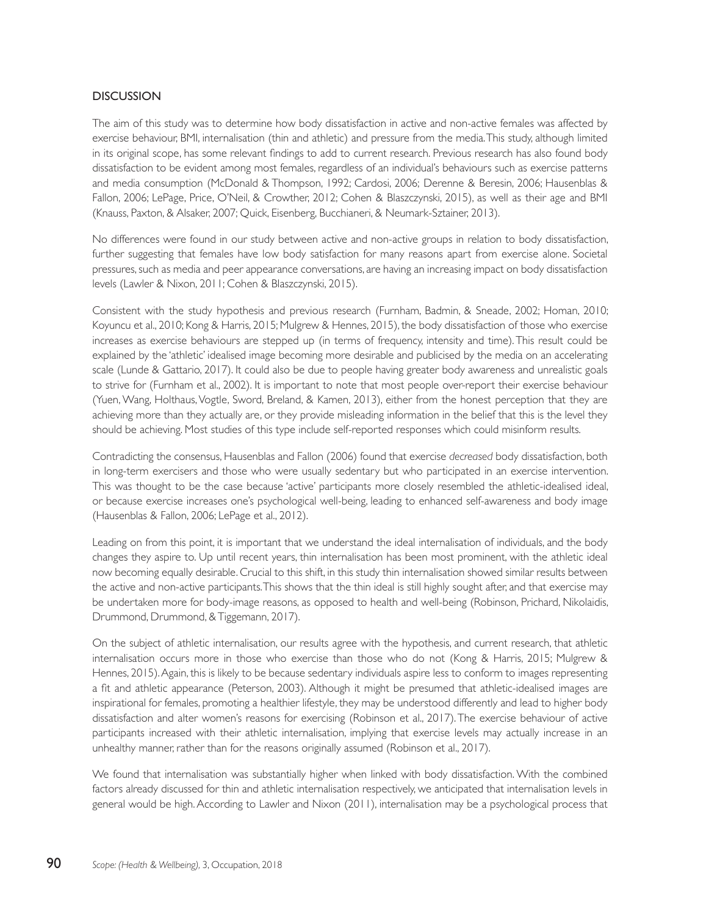## DISCUSSION

The aim of this study was to determine how body dissatisfaction in active and non-active females was affected by exercise behaviour, BMI, internalisation (thin and athletic) and pressure from the media. This study, although limited in its original scope, has some relevant findings to add to current research. Previous research has also found body dissatisfaction to be evident among most females, regardless of an individual's behaviours such as exercise patterns and media consumption (McDonald & Thompson, 1992; Cardosi, 2006; Derenne & Beresin, 2006; Hausenblas & Fallon, 2006; LePage, Price, O'Neil, & Crowther, 2012; Cohen & Blaszczynski, 2015), as well as their age and BMI (Knauss, Paxton, & Alsaker, 2007; Quick, Eisenberg, Bucchianeri, & Neumark-Sztainer, 2013).

No differences were found in our study between active and non-active groups in relation to body dissatisfaction, further suggesting that females have low body satisfaction for many reasons apart from exercise alone. Societal pressures, such as media and peer appearance conversations, are having an increasing impact on body dissatisfaction levels (Lawler & Nixon, 2011; Cohen & Blaszczynski, 2015).

Consistent with the study hypothesis and previous research (Furnham, Badmin, & Sneade, 2002; Homan, 2010; Koyuncu et al., 2010; Kong & Harris, 2015; Mulgrew & Hennes, 2015), the body dissatisfaction of those who exercise increases as exercise behaviours are stepped up (in terms of frequency, intensity and time). This result could be explained by the 'athletic' idealised image becoming more desirable and publicised by the media on an accelerating scale (Lunde & Gattario, 2017). It could also be due to people having greater body awareness and unrealistic goals to strive for (Furnham et al., 2002). It is important to note that most people over-report their exercise behaviour (Yuen, Wang, Holthaus, Vogtle, Sword, Breland, & Kamen, 2013), either from the honest perception that they are achieving more than they actually are, or they provide misleading information in the belief that this is the level they should be achieving. Most studies of this type include self-reported responses which could misinform results.

Contradicting the consensus, Hausenblas and Fallon (2006) found that exercise *decreased* body dissatisfaction, both in long-term exercisers and those who were usually sedentary but who participated in an exercise intervention. This was thought to be the case because 'active' participants more closely resembled the athletic-idealised ideal, or because exercise increases one's psychological well-being, leading to enhanced self-awareness and body image (Hausenblas & Fallon, 2006; LePage et al., 2012).

Leading on from this point, it is important that we understand the ideal internalisation of individuals, and the body changes they aspire to. Up until recent years, thin internalisation has been most prominent, with the athletic ideal now becoming equally desirable. Crucial to this shift, in this study thin internalisation showed similar results between the active and non-active participants. This shows that the thin ideal is still highly sought after, and that exercise may be undertaken more for body-image reasons, as opposed to health and well-being (Robinson, Prichard, Nikolaidis, Drummond, Drummond, & Tiggemann, 2017).

On the subject of athletic internalisation, our results agree with the hypothesis, and current research, that athletic internalisation occurs more in those who exercise than those who do not (Kong & Harris, 2015; Mulgrew & Hennes, 2015). Again, this is likely to be because sedentary individuals aspire less to conform to images representing a fit and athletic appearance (Peterson, 2003). Although it might be presumed that athletic-idealised images are inspirational for females, promoting a healthier lifestyle, they may be understood differently and lead to higher body dissatisfaction and alter women's reasons for exercising (Robinson et al., 2017). The exercise behaviour of active participants increased with their athletic internalisation, implying that exercise levels may actually increase in an unhealthy manner, rather than for the reasons originally assumed (Robinson et al., 2017).

We found that internalisation was substantially higher when linked with body dissatisfaction. With the combined factors already discussed for thin and athletic internalisation respectively, we anticipated that internalisation levels in general would be high. According to Lawler and Nixon (2011), internalisation may be a psychological process that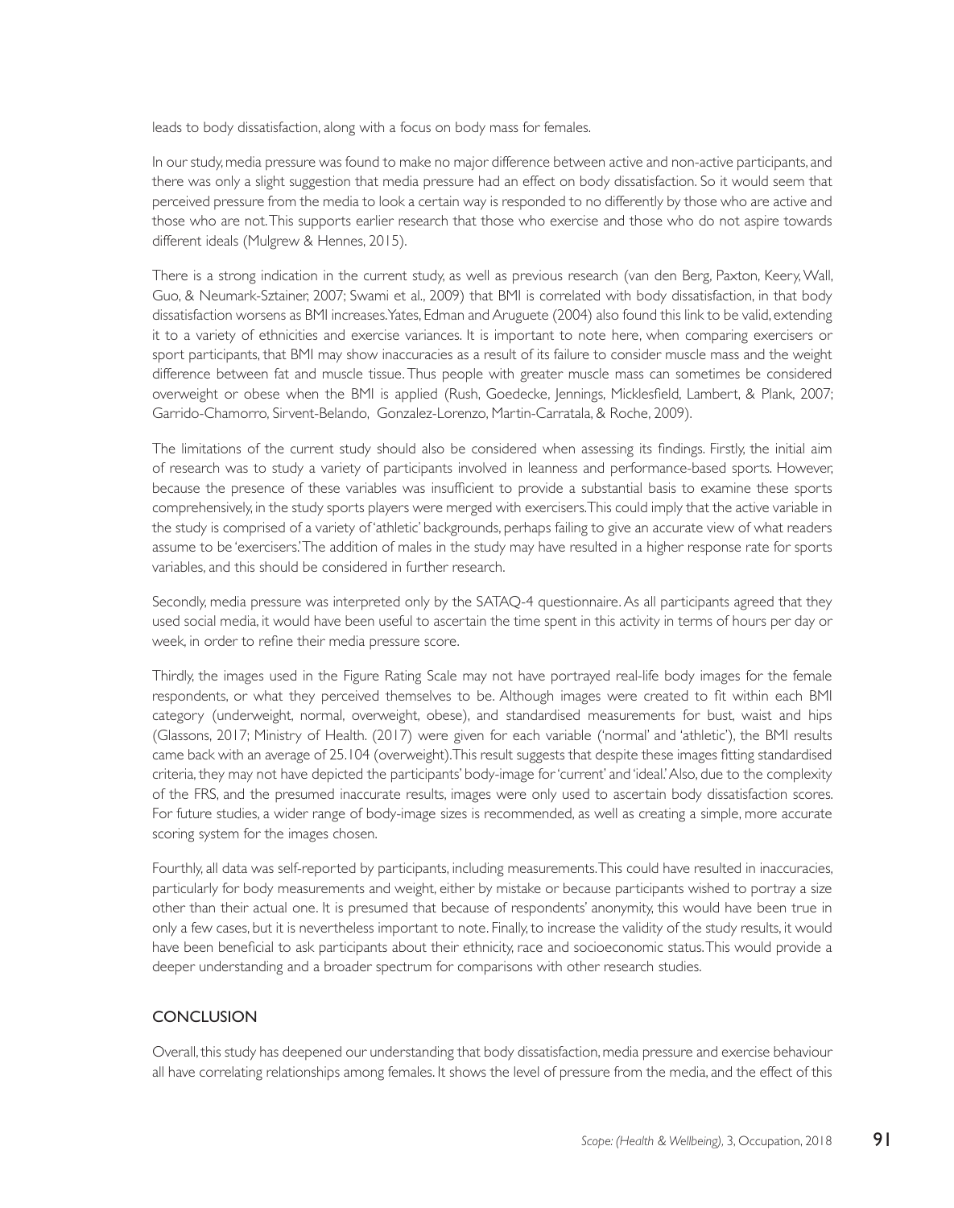leads to body dissatisfaction, along with a focus on body mass for females.

In our study, media pressure was found to make no major difference between active and non-active participants, and there was only a slight suggestion that media pressure had an effect on body dissatisfaction. So it would seem that perceived pressure from the media to look a certain way is responded to no differently by those who are active and those who are not. This supports earlier research that those who exercise and those who do not aspire towards different ideals (Mulgrew & Hennes, 2015).

There is a strong indication in the current study, as well as previous research (van den Berg, Paxton, Keery, Wall, Guo, & Neumark-Sztainer, 2007; Swami et al., 2009) that BMI is correlated with body dissatisfaction, in that body dissatisfaction worsens as BMI increases. Yates, Edman and Aruguete (2004) also found this link to be valid, extending it to a variety of ethnicities and exercise variances. It is important to note here, when comparing exercisers or sport participants, that BMI may show inaccuracies as a result of its failure to consider muscle mass and the weight difference between fat and muscle tissue. Thus people with greater muscle mass can sometimes be considered overweight or obese when the BMI is applied (Rush, Goedecke, Jennings, Micklesfield, Lambert, & Plank, 2007; Garrido-Chamorro, Sirvent-Belando, Gonzalez-Lorenzo, Martin-Carratala, & Roche, 2009).

The limitations of the current study should also be considered when assessing its findings. Firstly, the initial aim of research was to study a variety of participants involved in leanness and performance-based sports. However, because the presence of these variables was insufficient to provide a substantial basis to examine these sports comprehensively, in the study sports players were merged with exercisers. This could imply that the active variable in the study is comprised of a variety of 'athletic' backgrounds, perhaps failing to give an accurate view of what readers assume to be 'exercisers.' The addition of males in the study may have resulted in a higher response rate for sports variables, and this should be considered in further research.

Secondly, media pressure was interpreted only by the SATAQ-4 questionnaire. As all participants agreed that they used social media, it would have been useful to ascertain the time spent in this activity in terms of hours per day or week, in order to refine their media pressure score.

Thirdly, the images used in the Figure Rating Scale may not have portrayed real-life body images for the female respondents, or what they perceived themselves to be. Although images were created to fit within each BMI category (underweight, normal, overweight, obese), and standardised measurements for bust, waist and hips (Glassons, 2017; Ministry of Health. (2017) were given for each variable ('normal' and 'athletic'), the BMI results came back with an average of 25.104 (overweight). This result suggests that despite these images fitting standardised criteria, they may not have depicted the participants' body-image for 'current' and 'ideal.' Also, due to the complexity of the FRS, and the presumed inaccurate results, images were only used to ascertain body dissatisfaction scores. For future studies, a wider range of body-image sizes is recommended, as well as creating a simple, more accurate scoring system for the images chosen.

Fourthly, all data was self-reported by participants, including measurements. This could have resulted in inaccuracies, particularly for body measurements and weight, either by mistake or because participants wished to portray a size other than their actual one. It is presumed that because of respondents' anonymity, this would have been true in only a few cases, but it is nevertheless important to note. Finally, to increase the validity of the study results, it would have been beneficial to ask participants about their ethnicity, race and socioeconomic status. This would provide a deeper understanding and a broader spectrum for comparisons with other research studies.

## CONCLUSION

Overall, this study has deepened our understanding that body dissatisfaction, media pressure and exercise behaviour all have correlating relationships among females. It shows the level of pressure from the media, and the effect of this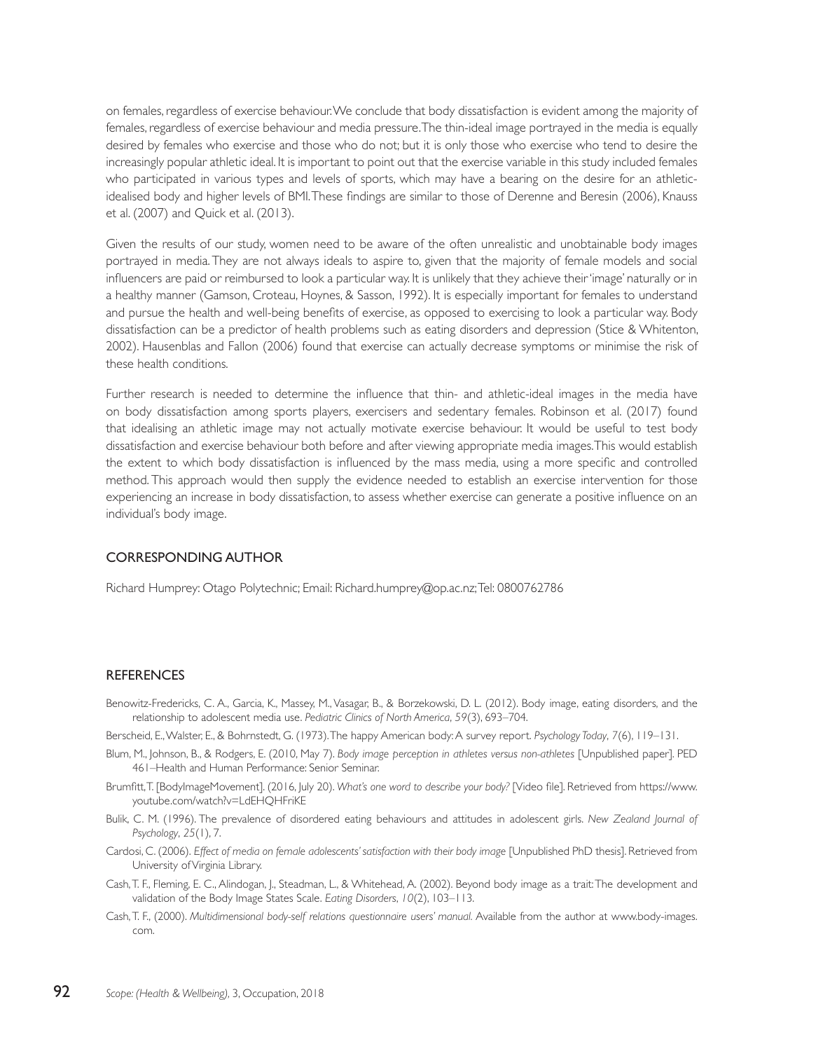on females, regardless of exercise behaviour. We conclude that body dissatisfaction is evident among the majority of females, regardless of exercise behaviour and media pressure. The thin-ideal image portrayed in the media is equally desired by females who exercise and those who do not; but it is only those who exercise who tend to desire the increasingly popular athletic ideal. It is important to point out that the exercise variable in this study included females who participated in various types and levels of sports, which may have a bearing on the desire for an athletic-idealised body and higher levels of BMI. These findings are similar to those of Derenne and Beresin (2006), Knauss et al. (2007) and Quick et al. (2013).

Given the results of our study, women need to be aware of the often unrealistic and unobtainable body images portrayed in media. They are not always ideals to aspire to, given that the majority of female models and social influencers are paid or reimbursed to look a particular way. It is unlikely that they achieve their 'image' naturally or in a healthy manner (Gamson, Croteau, Hoynes, & Sasson, 1992). It is especially important for females to understand and pursue the health and well-being benefits of exercise, as opposed to exercising to look a particular way. Body dissatisfaction can be a predictor of health problems such as eating disorders and depression (Stice & Whitenton, 2002). Hausenblas and Fallon (2006) found that exercise can actually decrease symptoms or minimise the risk of these health conditions.

Further research is needed to determine the influence that thin- and athletic-ideal images in the media have on body dissatisfaction among sports players, exercisers and sedentary females. Robinson et al. (2017) found that idealising an athletic image may not actually motivate exercise behaviour. It would be useful to test body dissatisfaction and exercise behaviour both before and after viewing appropriate media images. This would establish the extent to which body dissatisfaction is influenced by the mass media, using a more specific and controlled method. This approach would then supply the evidence needed to establish an exercise intervention for those experiencing an increase in body dissatisfaction, to assess whether exercise can generate a positive influence on an individual's body image.

## CORRESPONDING AUTHOR

Richard Humprey: Otago Polytechnic; Email: Richard.humprey@op.ac.nz; Tel: 0800762786

## REFERENCES

Benowitz-Fredericks, C. A., Garcia, K., Massey, M., Vasagar, B., & Borzekowski, D. L. (2012). Body image, eating disorders, and the relationship to adolescent media use. *Pediatric Clinics of North America*, *59*(3), 693–704.

Berscheid, E., Walster, E., & Bohrnstedt, G. (1973). The happy American body: A survey report. *Psychology Today*, *7*(6), 119–131.

Blum, M., Johnson, B., & Rodgers, E. (2010, May 7). *Body image perception in athletes versus non-athletes* [Unpublished paper]. PED 461–Health and Human Performance: Senior Seminar.

Brumfitt, T. [BodyImageMovement]. (2016, July 20). *What's one word to describe your body?* [Video file]. Retrieved from https://www.youtube.com/watch?v=LdEHQHFriKE

Bulik, C. M. (1996). The prevalence of disordered eating behaviours and attitudes in adolescent girls. *New Zealand Journal of Psychology*, *25*(1), 7.

Cardosi, C. (2006). *Effect of media on female adolescents' satisfaction with their body image* [Unpublished PhD thesis]. Retrieved from University of Virginia Library.

Cash, T. F., Fleming, E. C., Alindogan, J., Steadman, L., & Whitehead, A. (2002). Beyond body image as a trait: The development and validation of the Body Image States Scale. *Eating Disorders*, *10*(2), 103–113.

Cash, T. F., (2000). *Multidimensional body-self relations questionnaire users' manual.* Available from the author at www.body-images.com.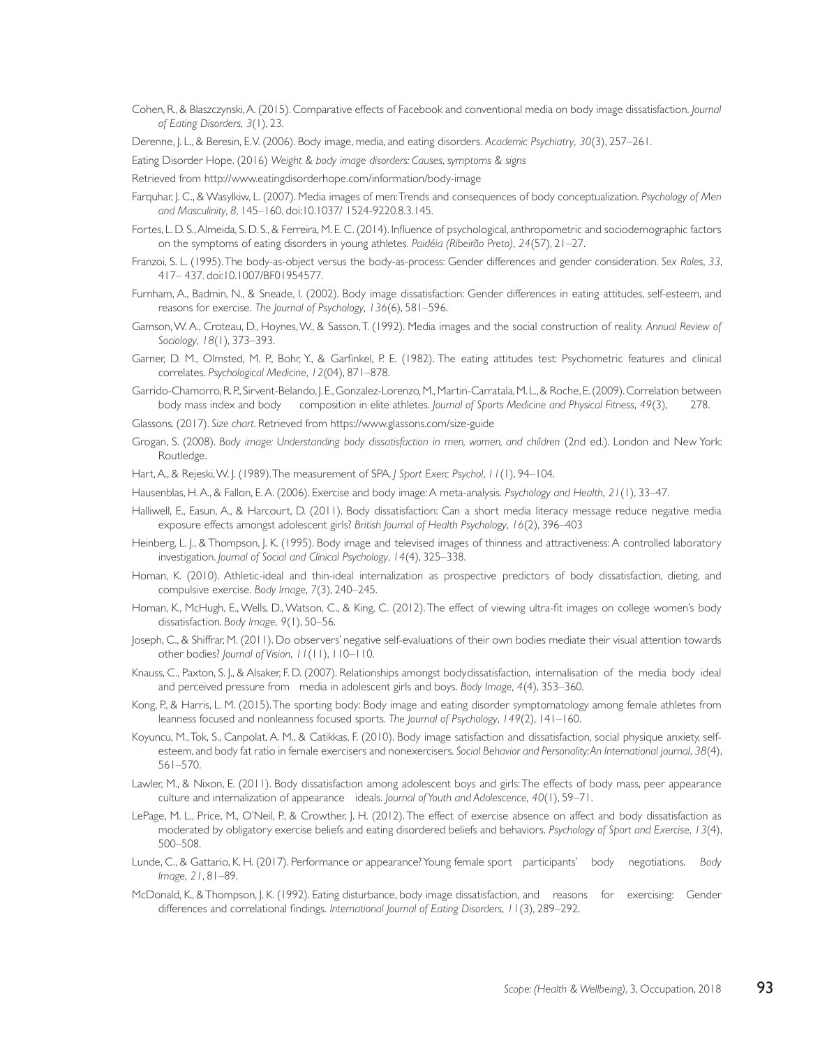Cohen, R., & Blaszczynski, A. (2015). Comparative effects of Facebook and conventional media on body image dissatisfaction. *Journal of Eating Disorders*, *3*(1), 23.

Derenne, J. L., & Beresin, E. V. (2006). Body image, media, and eating disorders. *Academic Psychiatry*, *30*(3), 257–261.

Eating Disorder Hope. (2016) *Weight & body image disorders: Causes, symptoms & signs*

Retrieved from http://www.eatingdisorderhope.com/information/body-image

Farquhar, J. C., & Wasylkiw, L. (2007). Media images of men: Trends and consequences of body conceptualization. *Psychology of Men and Masculinity*, *8*, 145–160. doi:10.1037/ 1524-9220.8.3.145.

Fortes, L. D. S., Almeida, S. D. S., & Ferreira, M. E. C. (2014). Influence of psychological, anthropometric and sociodemographic factors on the symptoms of eating disorders in young athletes. *Paidéia (Ribeirão Preto)*, *24*(57), 21–27.

Franzoi, S. L. (1995). The body-as-object versus the body-as-process: Gender differences and gender consideration. *Sex Roles*, *33*, 417– 437. doi:10.1007/BF01954577.

Furnham, A., Badmin, N., & Sneade, I. (2002). Body image dissatisfaction: Gender differences in eating attitudes, self-esteem, and reasons for exercise. *The Journal of Psychology*, *136*(6), 581–596.

Gamson, W. A., Croteau, D., Hoynes, W., & Sasson, T. (1992). Media images and the social construction of reality. *Annual Review of Sociology*, *18*(1), 373–393.

Garner, D. M., Olmsted, M. P., Bohr, Y., & Garfinkel, P. E. (1982). The eating attitudes test: Psychometric features and clinical correlates. *Psychological Medicine*, *12*(04), 871–878.

Garrido-Chamorro, R. P., Sirvent-Belando, J. E., Gonzalez-Lorenzo, M., Martin-Carratala, M. L., & Roche, E. (2009). Correlation between body mass index and body composition in elite athletes. *Journal of Sports Medicine and Physical Fitness*, *49*(3), 278.

Glassons. (2017). *Size chart*. Retrieved from https://www.glassons.com/size-guide

Grogan, S. (2008). *Body image: Understanding body dissatisfaction in men, women, and children* (2nd ed.). London and New York: Routledge.

Hart, A., & Rejeski, W. J. (1989). The measurement of SPA. *J Sport Exerc Psychol*, *11*(1), 94–104.

Hausenblas, H. A., & Fallon, E. A. (2006). Exercise and body image: A meta-analysis. *Psychology and Health*, *21*(1), 33–47.

Halliwell, E., Easun, A., & Harcourt, D. (2011). Body dissatisfaction: Can a short media literacy message reduce negative media exposure effects amongst adolescent girls? *British Journal of Health Psychology*, *16*(2), 396–403

Heinberg, L. J., & Thompson, J. K. (1995). Body image and televised images of thinness and attractiveness: A controlled laboratory investigation. *Journal of Social and Clinical Psychology*, *14*(4), 325–338.

Homan, K. (2010). Athletic-ideal and thin-ideal internalization as prospective predictors of body dissatisfaction, dieting, and compulsive exercise. *Body Image*, *7*(3), 240–245.

Homan, K., McHugh, E., Wells, D., Watson, C., & King, C. (2012). The effect of viewing ultra-fit images on college women's body dissatisfaction. *Body Image*, *9*(1), 50–56.

Joseph, C., & Shiffrar, M. (2011). Do observers' negative self-evaluations of their own bodies mediate their visual attention towards other bodies? *Journal of Vision*, *11*(11), 110–110.

Knauss, C., Paxton, S. J., & Alsaker, F. D. (2007). Relationships amongst bodydissatisfaction, internalisation of the media body ideal and perceived pressure from media in adolescent girls and boys. *Body Image*, *4*(4), 353–360.

Kong, P., & Harris, L. M. (2015). The sporting body: Body image and eating disorder symptomatology among female athletes from leanness focused and nonleanness focused sports. *The Journal of Psychology*, *149*(2), 141–160.

Koyuncu, M., Tok, S., Canpolat, A. M., & Catikkas, F. (2010). Body image satisfaction and dissatisfaction, social physique anxiety, self-esteem, and body fat ratio in female exercisers and nonexercisers. *Social Behavior and Personality: An International journal*, *38*(4), 561–570.

Lawler, M., & Nixon, E. (2011). Body dissatisfaction among adolescent boys and girls: The effects of body mass, peer appearance culture and internalization of appearance ideals. *Journal of Youth and Adolescence*, *40*(1), 59–71.

LePage, M. L., Price, M., O'Neil, P., & Crowther, J. H. (2012). The effect of exercise absence on affect and body dissatisfaction as moderated by obligatory exercise beliefs and eating disordered beliefs and behaviors. *Psychology of Sport and Exercise*, *13*(4), 500–508.

Lunde, C., & Gattario, K. H. (2017). Performance or appearance? Young female sport participants' body negotiations. *Body Image*, *21*, 81–89.

McDonald, K., & Thompson, J. K. (1992). Eating disturbance, body image dissatisfaction, and reasons for exercising: Gender differences and correlational findings. *International Journal of Eating Disorders*, *11*(3), 289–292.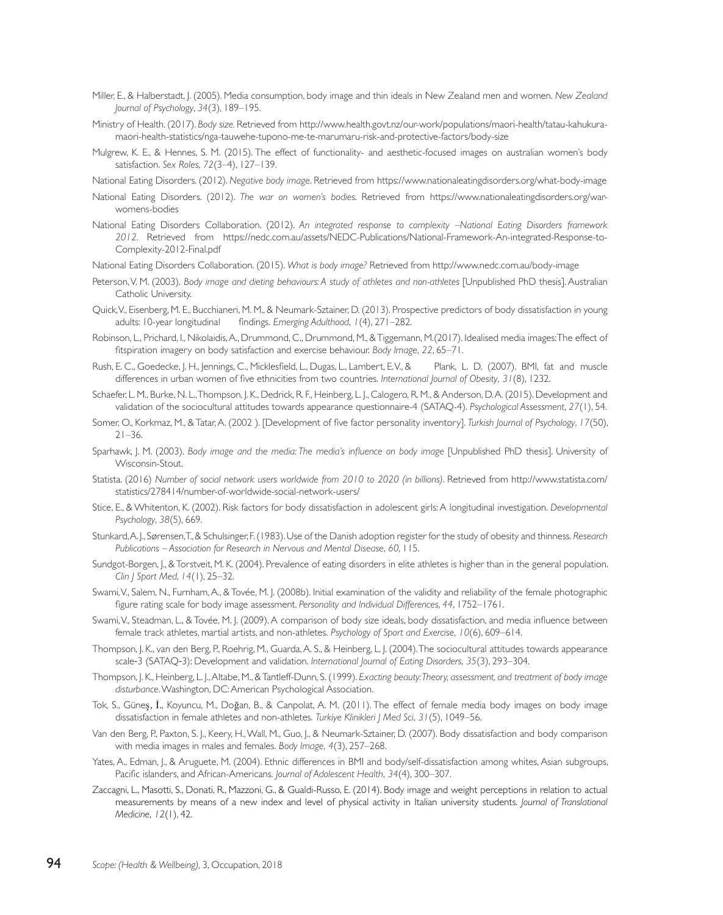Miller, E., & Halberstadt, J. (2005). Media consumption, body image and thin ideals in New Zealand men and women. *New Zealand Journal of Psychology*, *34*(3), 189–195.

Ministry of Health. (2017). *Body size.* Retrieved from http://www.health.govt.nz/our-work/populations/maori-health/tatau-kahukura-maori-health-statistics/nga-tauwehe-tupono-me-te-marumaru-risk-and-protective-factors/body-size

Mulgrew, K. E., & Hennes, S. M. (2015). The effect of functionality- and aesthetic-focused images on australian women's body satisfaction. *Sex Roles*, *72*(3–4), 127–139.

National Eating Disorders. (2012). *Negative body image*. Retrieved from https://www.nationaleatingdisorders.org/what-body-image

National Eating Disorders. (2012). *The war on women's bodies*. Retrieved from https://www.nationaleatingdisorders.org/war-womens-bodies

National Eating Disorders Collaboration. (2012). *An integrated response to complexity –National Eating Disorders framework 2012*. Retrieved from https://nedc.com.au/assets/NEDC-Publications/National-Framework-An-integrated-Response-to-Complexity-2012-Final.pdf

National Eating Disorders Collaboration. (2015). *What is body image?* Retrieved from http://www.nedc.com.au/body-image

Peterson, V. M. (2003). *Body image and dieting behaviours: A study of athletes and non-athletes* [Unpublished PhD thesis]. Australian Catholic University.

Quick, V., Eisenberg, M. E., Bucchianeri, M. M., & Neumark-Sztainer, D. (2013). Prospective predictors of body dissatisfaction in young adults: 10-year longitudinal findings. *Emerging Adulthood*, *1*(4), 271–282.

Robinson, L., Prichard, I., Nikolaidis, A., Drummond, C., Drummond, M., & Tiggemann, M.(2017). Idealised media images: The effect of fitspiration imagery on body satisfaction and exercise behaviour. *Body Image*, *22*, 65–71.

Rush, E. C., Goedecke, J. H., Jennings, C., Micklesfield, L., Dugas, L., Lambert, E. V., & Plank, L. D. (2007). BMI, fat and muscle differences in urban women of five ethnicities from two countries. *International Journal of Obesity*, *31*(8), 1232.

Schaefer, L. M., Burke, N. L., Thompson, J. K., Dedrick, R. F., Heinberg, L. J., Calogero, R. M., & Anderson, D. A. (2015). Development and validation of the sociocultural attitudes towards appearance questionnaire-4 (SATAQ-4). *Psychological Assessment*, *27*(1), 54.

Somer, O., Korkmaz, M., & Tatar, A. (2002 ). [Development of five factor personality inventory]. *Turkish Journal of Psychology*, *17*(50), 21–36.

Sparhawk, J. M. (2003). *Body image and the media: The media's influence on body image* [Unpublished PhD thesis]. University of Wisconsin-Stout.

Statista. (2016) *Number of social network users worldwide from 2010 to 2020 (in billions)*. Retrieved from http://www.statista.com/statistics/278414/number-of-worldwide-social-network-users/

Stice, E., & Whitenton, K. (2002). Risk factors for body dissatisfaction in adolescent girls: A longitudinal investigation. *Developmental Psychology*, *38*(5), 669.

Stunkard, A. J., Sørensen, T., & Schulsinger, F. (1983). Use of the Danish adoption register for the study of obesity and thinness. *Research Publications – Association for Research in Nervous and Mental Disease*, *60*, 115.

Sundgot-Borgen, J., & Torstveit, M. K. (2004). Prevalence of eating disorders in elite athletes is higher than in the general population. *Clin J Sport Med*, *14*(1), 25–32.

Swami, V., Salem, N., Furnham, A., & Tovée, M. J. (2008b). Initial examination of the validity and reliability of the female photographic figure rating scale for body image assessment. *Personality and Individual Differences*, *44*, 1752–1761.

Swami, V., Steadman, L., & Tovée, M. J. (2009). A comparison of body size ideals, body dissatisfaction, and media influence between female track athletes, martial artists, and non-athletes. *Psychology of Sport and Exercise*, *10*(6), 609–614.

Thompson, J. K., van den Berg, P., Roehrig, M., Guarda, A. S., & Heinberg, L. J. (2004). The sociocultural attitudes towards appearance scale-3 (SATAQ-3): Development and validation. *International Journal of Eating Disorders*, *35*(3), 293–304.

Thompson, J. K., Heinberg, L. J., Altabe, M., & Tantleff-Dunn, S. (1999). *Exacting beauty: Theory, assessment, and treatment of body image disturbance*. Washington, DC: American Psychological Association.

Tok, S., Güneş, İ., Koyuncu, M., Doğan, B., & Canpolat, A. M. (2011). The effect of female media body images on body image dissatisfaction in female athletes and non-athletes. *Turkiye Klinikleri J Med Sci*, *31*(5), 1049–56.

Van den Berg, P., Paxton, S. J., Keery, H., Wall, M., Guo, J., & Neumark-Sztainer, D. (2007). Body dissatisfaction and body comparison with media images in males and females. *Body Image*, *4*(3), 257–268.

Yates, A., Edman, J., & Aruguete, M. (2004). Ethnic differences in BMI and body/self-dissatisfaction among whites, Asian subgroups, Pacific islanders, and African-Americans. *Journal of Adolescent Health*, *34*(4), 300–307.

Zaccagni, L., Masotti, S., Donati, R., Mazzoni, G., & Gualdi-Russo, E. (2014). Body image and weight perceptions in relation to actual measurements by means of a new index and level of physical activity in Italian university students. *Journal of Translational Medicine*, *12*(1), 42.